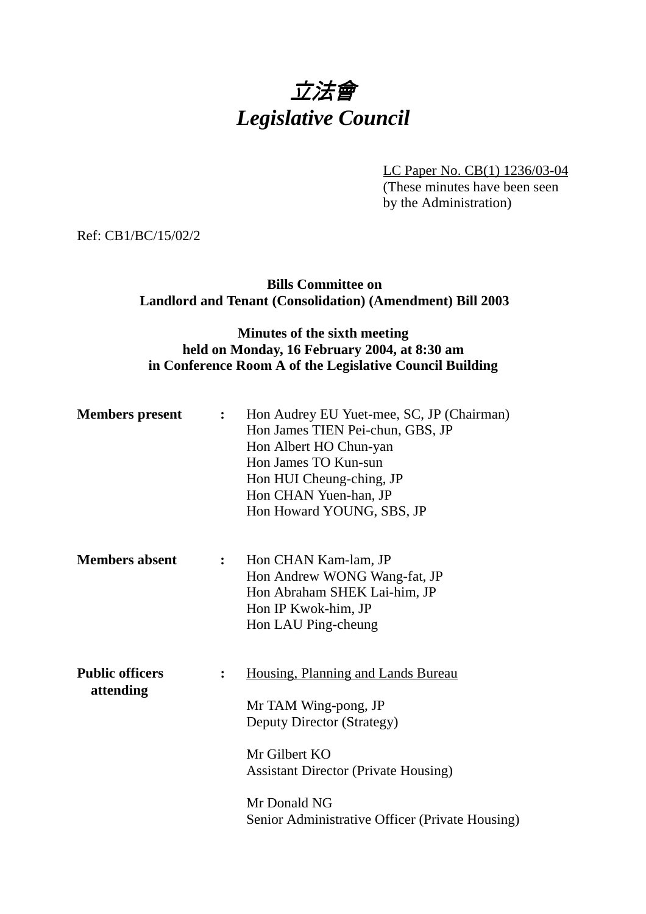# *立法會*
# *Legislative Council*

LC Paper No. CB(1) 1236/03-04
(These minutes have been seen by the Administration)

Ref: CB1/BC/15/02/2

**Bills Committee on**
**Landlord and Tenant (Consolidation) (Amendment) Bill 2003**

**Minutes of the sixth meeting**
**held on Monday, 16 February 2004, at 8:30 am**
**in Conference Room A of the Legislative Council Building**

**Members present** : Hon Audrey EU Yuet-mee, SC, JP (Chairman)
Hon James TIEN Pei-chun, GBS, JP
Hon Albert HO Chun-yan
Hon James TO Kun-sun
Hon HUI Cheung-ching, JP
Hon CHAN Yuen-han, JP
Hon Howard YOUNG, SBS, JP

**Members absent** : Hon CHAN Kam-lam, JP
Hon Andrew WONG Wang-fat, JP
Hon Abraham SHEK Lai-him, JP
Hon IP Kwok-him, JP
Hon LAU Ping-cheung

**Public officers attending** : Housing, Planning and Lands Bureau

Mr TAM Wing-pong, JP
Deputy Director (Strategy)

Mr Gilbert KO
Assistant Director (Private Housing)

Mr Donald NG
Senior Administrative Officer (Private Housing)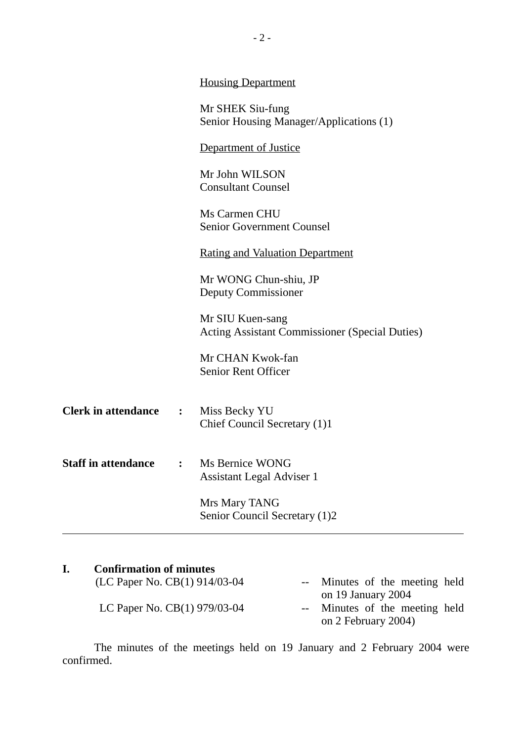<u>Housing Department</u>

Mr SHEK Siu-fung
Senior Housing Manager/Applications (1)

<u>Department of Justice</u>

Mr John WILSON
Consultant Counsel

Ms Carmen CHU
Senior Government Counsel

<u>Rating and Valuation Department</u>

Mr WONG Chun-shiu, JP
Deputy Commissioner

Mr SIU Kuen-sang
Acting Assistant Commissioner (Special Duties)

Mr CHAN Kwok-fan
Senior Rent Officer

**Clerk in attendance** : Miss Becky YU
Chief Council Secretary (1)1

**Staff in attendance** : Ms Bernice WONG
Assistant Legal Adviser 1

Mrs Mary TANG
Senior Council Secretary (1)2

---

## I. Confirmation of minutes

(LC Paper No. CB(1) 914/03-04 -- Minutes of the meeting held on 19 January 2004

LC Paper No. CB(1) 979/03-04 -- Minutes of the meeting held on 2 February 2004)

The minutes of the meetings held on 19 January and 2 February 2004 were confirmed.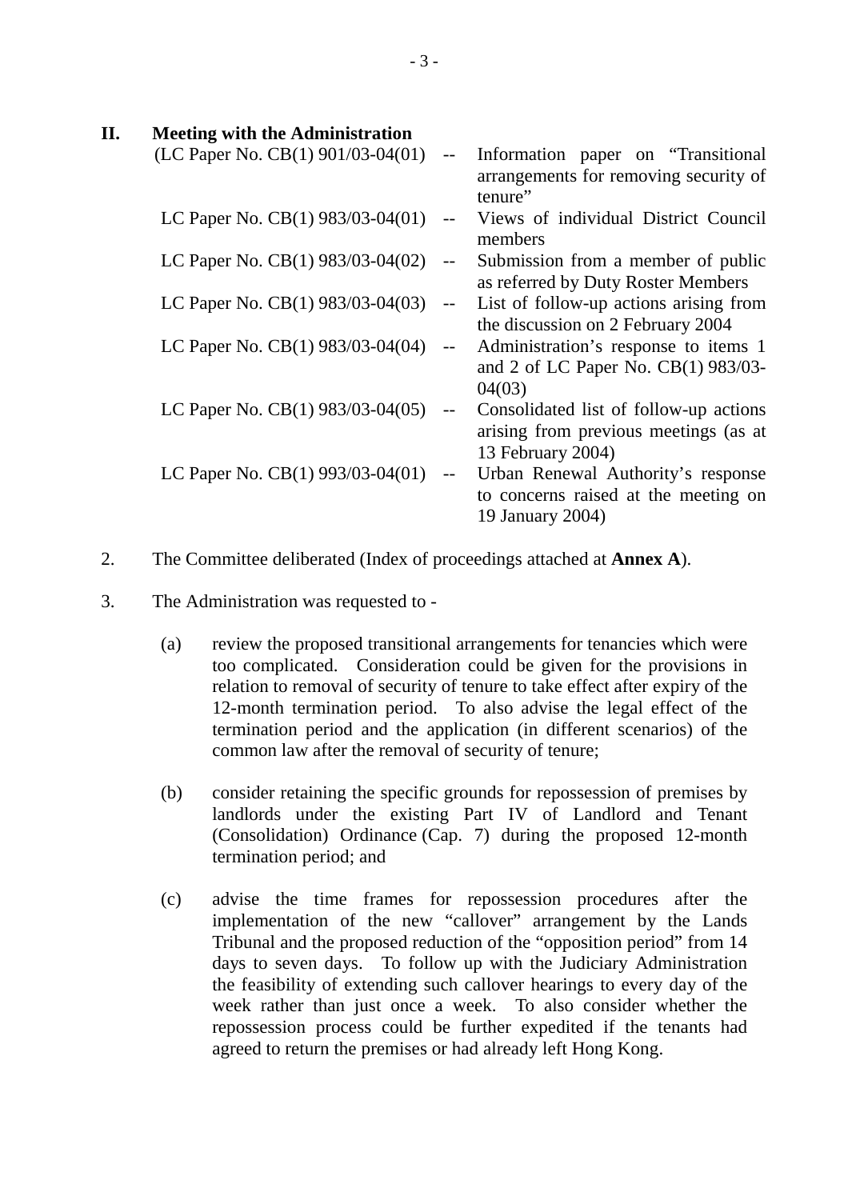## II. Meeting with the Administration

| | | |
|---|---|---|
| (LC Paper No. CB(1) 901/03-04(01) | -- | Information paper on "Transitional arrangements for removing security of tenure" |
| LC Paper No. CB(1) 983/03-04(01) | -- | Views of individual District Council members |
| LC Paper No. CB(1) 983/03-04(02) | -- | Submission from a member of public as referred by Duty Roster Members |
| LC Paper No. CB(1) 983/03-04(03) | -- | List of follow-up actions arising from the discussion on 2 February 2004 |
| LC Paper No. CB(1) 983/03-04(04) | -- | Administration's response to items 1 and 2 of LC Paper No. CB(1) 983/03-04(03) |
| LC Paper No. CB(1) 983/03-04(05) | -- | Consolidated list of follow-up actions arising from previous meetings (as at 13 February 2004) |
| LC Paper No. CB(1) 993/03-04(01) | -- | Urban Renewal Authority's response to concerns raised at the meeting on 19 January 2004) |

2. The Committee deliberated (Index of proceedings attached at **Annex A**).

3. The Administration was requested to -

(a) review the proposed transitional arrangements for tenancies which were too complicated. Consideration could be given for the provisions in relation to removal of security of tenure to take effect after expiry of the 12-month termination period. To also advise the legal effect of the termination period and the application (in different scenarios) of the common law after the removal of security of tenure;

(b) consider retaining the specific grounds for repossession of premises by landlords under the existing Part IV of Landlord and Tenant (Consolidation) Ordinance (Cap. 7) during the proposed 12-month termination period; and

(c) advise the time frames for repossession procedures after the implementation of the new "callover" arrangement by the Lands Tribunal and the proposed reduction of the "opposition period" from 14 days to seven days. To follow up with the Judiciary Administration the feasibility of extending such callover hearings to every day of the week rather than just once a week. To also consider whether the repossession process could be further expedited if the tenants had agreed to return the premises or had already left Hong Kong.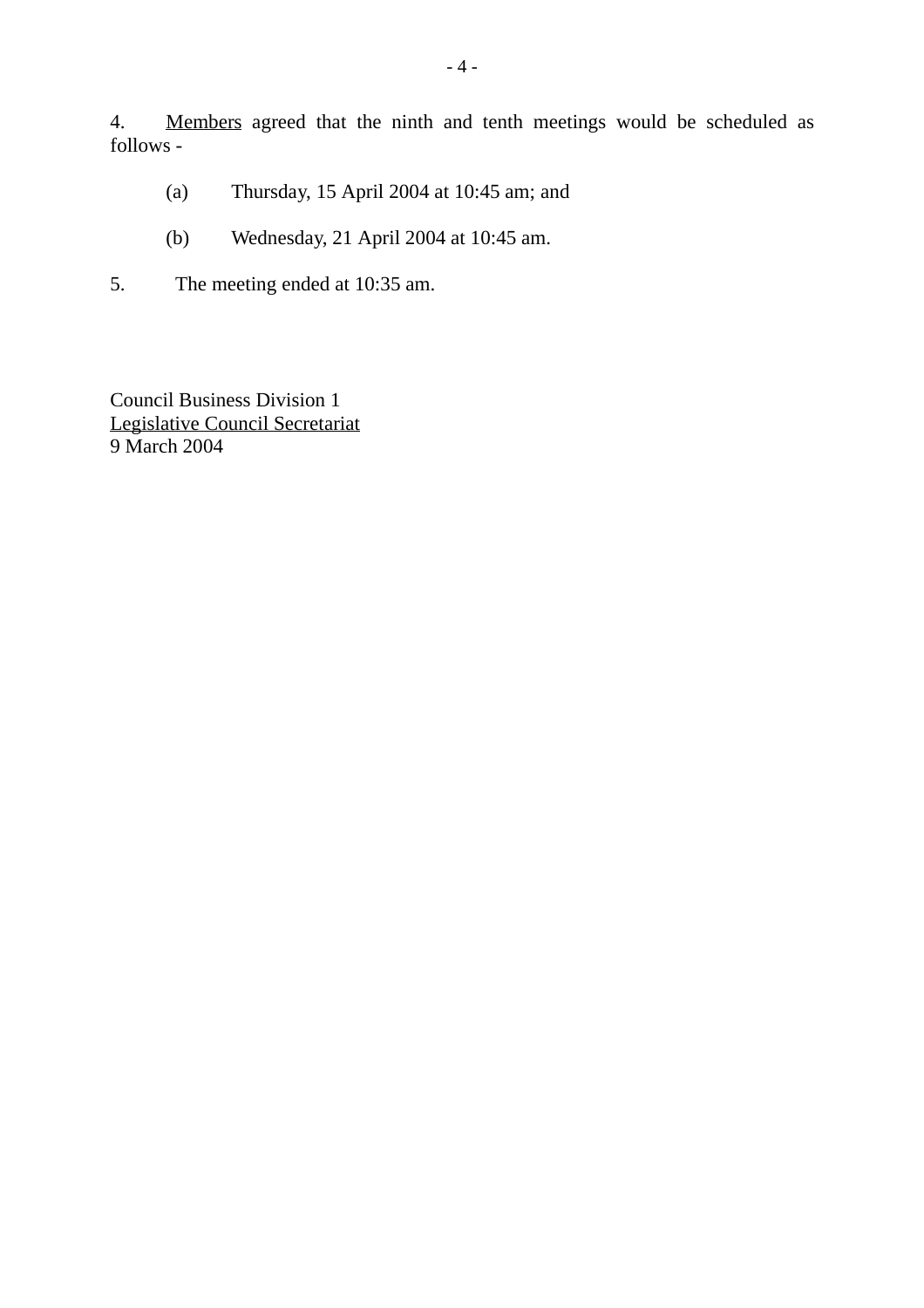4. Members agreed that the ninth and tenth meetings would be scheduled as follows -

(a) Thursday, 15 April 2004 at 10:45 am; and

(b) Wednesday, 21 April 2004 at 10:45 am.

5. The meeting ended at 10:35 am.

Council Business Division 1
Legislative Council Secretariat
9 March 2004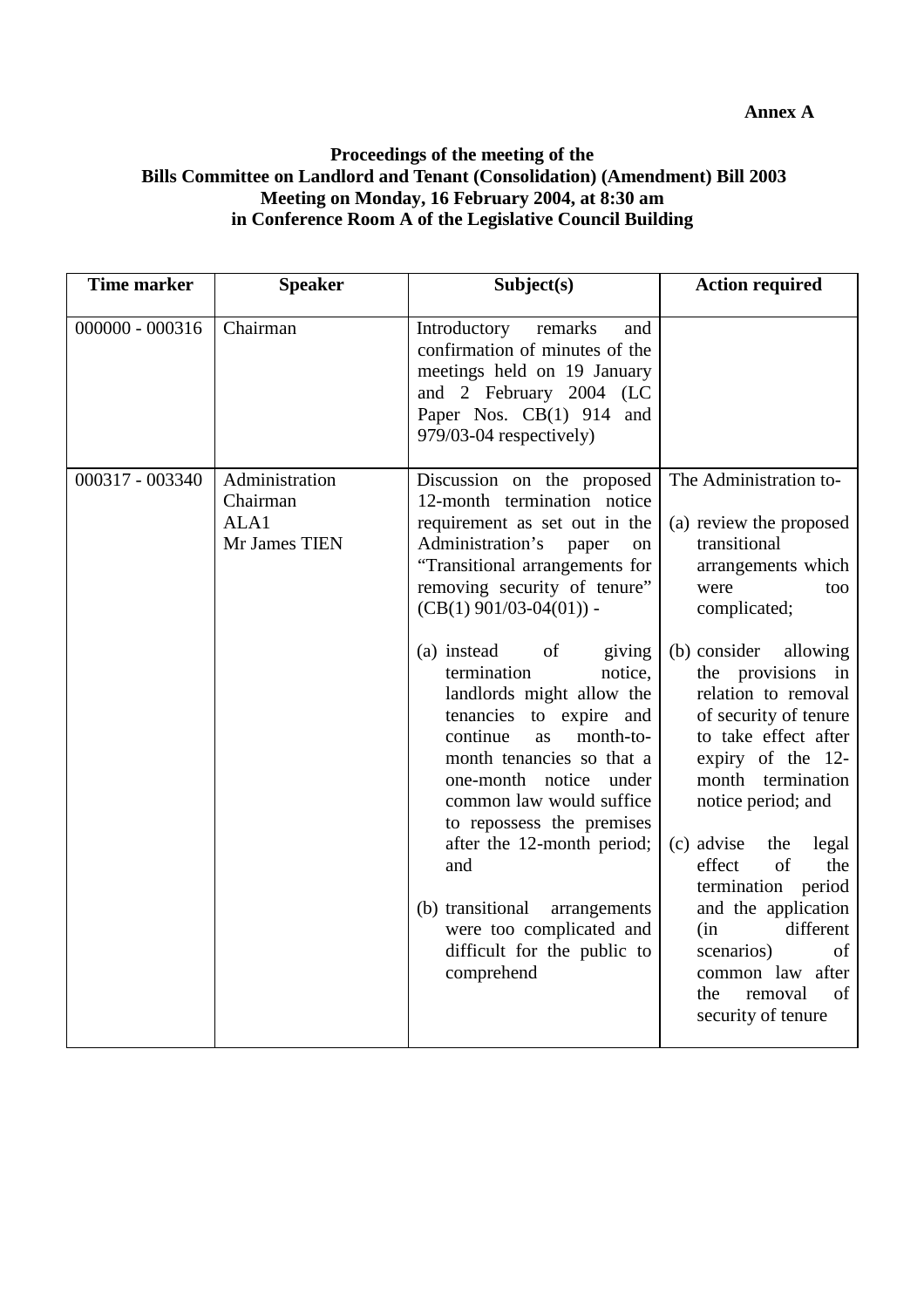**Annex A**

**Proceedings of the meeting of the**
**Bills Committee on Landlord and Tenant (Consolidation) (Amendment) Bill 2003**
**Meeting on Monday, 16 February 2004, at 8:30 am**
**in Conference Room A of the Legislative Council Building**

| Time marker | Speaker | Subject(s) | Action required |
|---|---|---|---|
| 000000 - 000316 | Chairman | Introductory remarks and confirmation of minutes of the meetings held on 19 January and 2 February 2004 (LC Paper Nos. CB(1) 914 and 979/03-04 respectively) | |
| 000317 - 003340 | Administration<br>Chairman<br>ALA1<br>Mr James TIEN | Discussion on the proposed 12-month termination notice requirement as set out in the Administration's paper on "Transitional arrangements for removing security of tenure" (CB(1) 901/03-04(01)) -<br><br>(a) instead of giving termination notice, landlords might allow the tenancies to expire and continue as month-to-month tenancies so that a one-month notice under common law would suffice to repossess the premises after the 12-month period; and<br><br>(b) transitional arrangements were too complicated and difficult for the public to comprehend | The Administration to-<br><br>(a) review the proposed transitional arrangements which were too complicated;<br><br>(b) consider allowing the provisions in relation to removal of security of tenure to take effect after expiry of the 12-month termination notice period; and<br><br>(c) advise the legal effect of the termination period and the application (in different scenarios) of common law after the removal of security of tenure |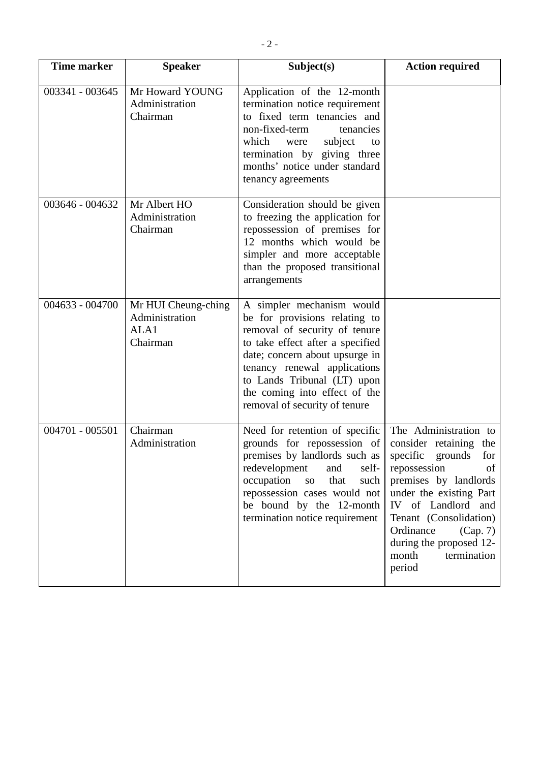| Time marker | Speaker | Subject(s) | Action required |
|---|---|---|---|
| 003341 - 003645 | Mr Howard YOUNG<br>Administration<br>Chairman | Application of the 12-month termination notice requirement to fixed term tenancies and non-fixed-term tenancies which were subject to termination by giving three months' notice under standard tenancy agreements | |
| 003646 - 004632 | Mr Albert HO<br>Administration<br>Chairman | Consideration should be given to freezing the application for repossession of premises for 12 months which would be simpler and more acceptable than the proposed transitional arrangements | |
| 004633 - 004700 | Mr HUI Cheung-ching<br>Administration<br>ALA1<br>Chairman | A simpler mechanism would be for provisions relating to removal of security of tenure to take effect after a specified date; concern about upsurge in tenancy renewal applications to Lands Tribunal (LT) upon the coming into effect of the removal of security of tenure | |
| 004701 - 005501 | Chairman<br>Administration | Need for retention of specific grounds for repossession of premises by landlords such as redevelopment and self-occupation so that such repossession cases would not be bound by the 12-month termination notice requirement | The Administration to consider retaining the specific grounds for repossession of premises by landlords under the existing Part IV of Landlord and Tenant (Consolidation) Ordinance (Cap. 7) during the proposed 12-month termination period |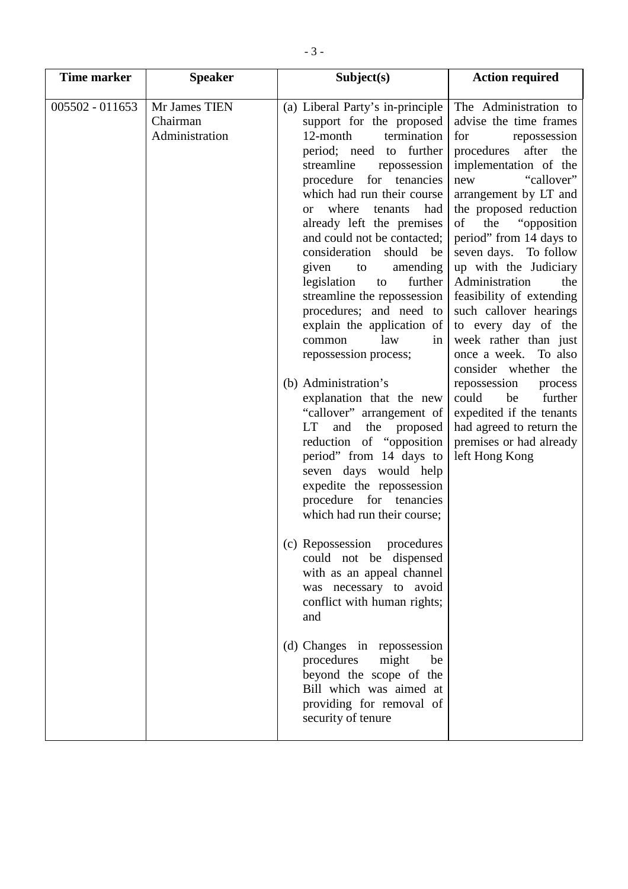| Time marker | Speaker | Subject(s) | Action required |
|---|---|---|---|
| 005502 - 011653 | Mr James TIEN<br>Chairman<br>Administration | (a) Liberal Party's in-principle support for the proposed 12-month termination period; need to further streamline repossession procedure for tenancies which had run their course or where tenants had already left the premises and could not be contacted; consideration should be given to amending legislation to further streamline the repossession procedures; and need to explain the application of common law in repossession process;<br><br>(b) Administration's explanation that the new "callover" arrangement of LT and the proposed reduction of "opposition period" from 14 days to seven days would help expedite the repossession procedure for tenancies which had run their course;<br><br>(c) Repossession procedures could not be dispensed with as an appeal channel was necessary to avoid conflict with human rights; and<br><br>(d) Changes in repossession procedures might be beyond the scope of the Bill which was aimed at providing for removal of security of tenure | The Administration to advise the time frames for repossession procedures after the implementation of the new "callover" arrangement by LT and the proposed reduction of the "opposition period" from 14 days to seven days. To follow up with the Judiciary Administration the feasibility of extending such callover hearings to every day of the week rather than just once a week. To also consider whether the repossession process could be further expedited if the tenants had agreed to return the premises or had already left Hong Kong |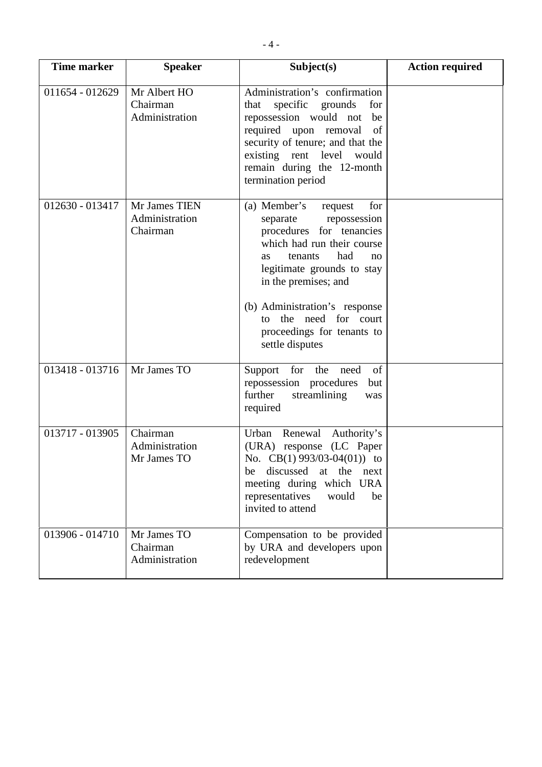| Time marker | Speaker | Subject(s) | Action required |
| --- | --- | --- | --- |
| 011654 - 012629 | Mr Albert HO<br>Chairman<br>Administration | Administration's confirmation that specific grounds for repossession would not be required upon removal of security of tenure; and that the existing rent level would remain during the 12-month termination period | |
| 012630 - 013417 | Mr James TIEN<br>Administration<br>Chairman | (a) Member's request for separate repossession procedures for tenancies which had run their course as tenants had no legitimate grounds to stay in the premises; and<br><br>(b) Administration's response to the need for court proceedings for tenants to settle disputes | |
| 013418 - 013716 | Mr James TO | Support for the need of repossession procedures but further streamlining was required | |
| 013717 - 013905 | Chairman<br>Administration<br>Mr James TO | Urban Renewal Authority's (URA) response (LC Paper No. CB(1) 993/03-04(01)) to be discussed at the next meeting during which URA representatives would be invited to attend | |
| 013906 - 014710 | Mr James TO<br>Chairman<br>Administration | Compensation to be provided by URA and developers upon redevelopment | |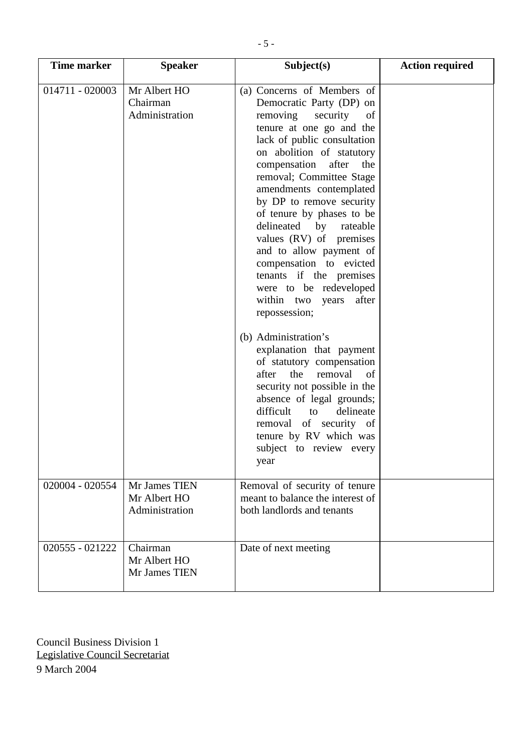| Time marker | Speaker | Subject(s) | Action required |
| --- | --- | --- | --- |
| 014711 - 020003 | Mr Albert HO<br>Chairman<br>Administration | (a) Concerns of Members of Democratic Party (DP) on removing security of tenure at one go and the lack of public consultation on abolition of statutory compensation after the removal; Committee Stage amendments contemplated by DP to remove security of tenure by phases to be delineated by rateable values (RV) of premises and to allow payment of compensation to evicted tenants if the premises were to be redeveloped within two years after repossession;<br><br>(b) Administration's explanation that payment of statutory compensation after the removal of security not possible in the absence of legal grounds; difficult to delineate removal of security of tenure by RV which was subject to review every year | |
| 020004 - 020554 | Mr James TIEN<br>Mr Albert HO<br>Administration | Removal of security of tenure meant to balance the interest of both landlords and tenants | |
| 020555 - 021222 | Chairman<br>Mr Albert HO<br>Mr James TIEN | Date of next meeting | |

Council Business Division 1
Legislative Council Secretariat
9 March 2004